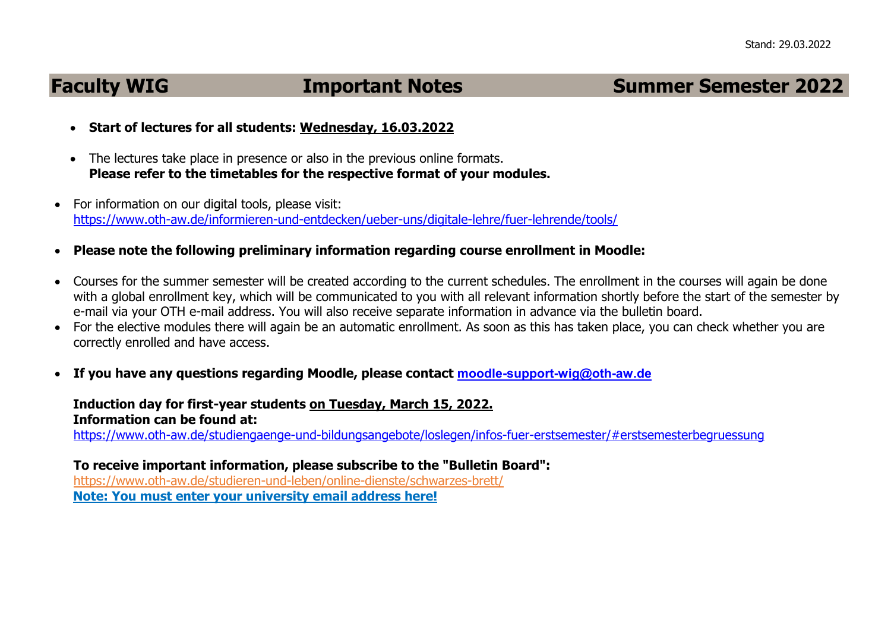Stand: 29.03.2022

# Faculty WIG — Important Notes — Summer Semester 2022

- **Start of lectures for all students: Wednesday, 16.03.2022**
- The lectures take place in presence or also in the previous online formats.
  **Please refer to the timetables for the respective format of your modules.**
- For information on our digital tools, please visit:
  https://www.oth-aw.de/informieren-und-entdecken/ueber-uns/digitale-lehre/fuer-lehrende/tools/
- **Please note the following preliminary information regarding course enrollment in Moodle:**
- Courses for the summer semester will be created according to the current schedules. The enrollment in the courses will again be done with a global enrollment key, which will be communicated to you with all relevant information shortly before the start of the semester by e-mail via your OTH e-mail address. You will also receive separate information in advance via the bulletin board.
- For the elective modules there will again be an automatic enrollment. As soon as this has taken place, you can check whether you are correctly enrolled and have access.
- **If you have any questions regarding Moodle, please contact moodle-support-wig@oth-aw.de**

**Induction day for first-year students on Tuesday, March 15, 2022.**
**Information can be found at:**
https://www.oth-aw.de/studiengaenge-und-bildungsangebote/loslegen/infos-fuer-erstsemester/#erstsemesterbegruessung

**To receive important information, please subscribe to the "Bulletin Board":**
https://www.oth-aw.de/studieren-und-leben/online-dienste/schwarzes-brett/
**Note: You must enter your university email address here!**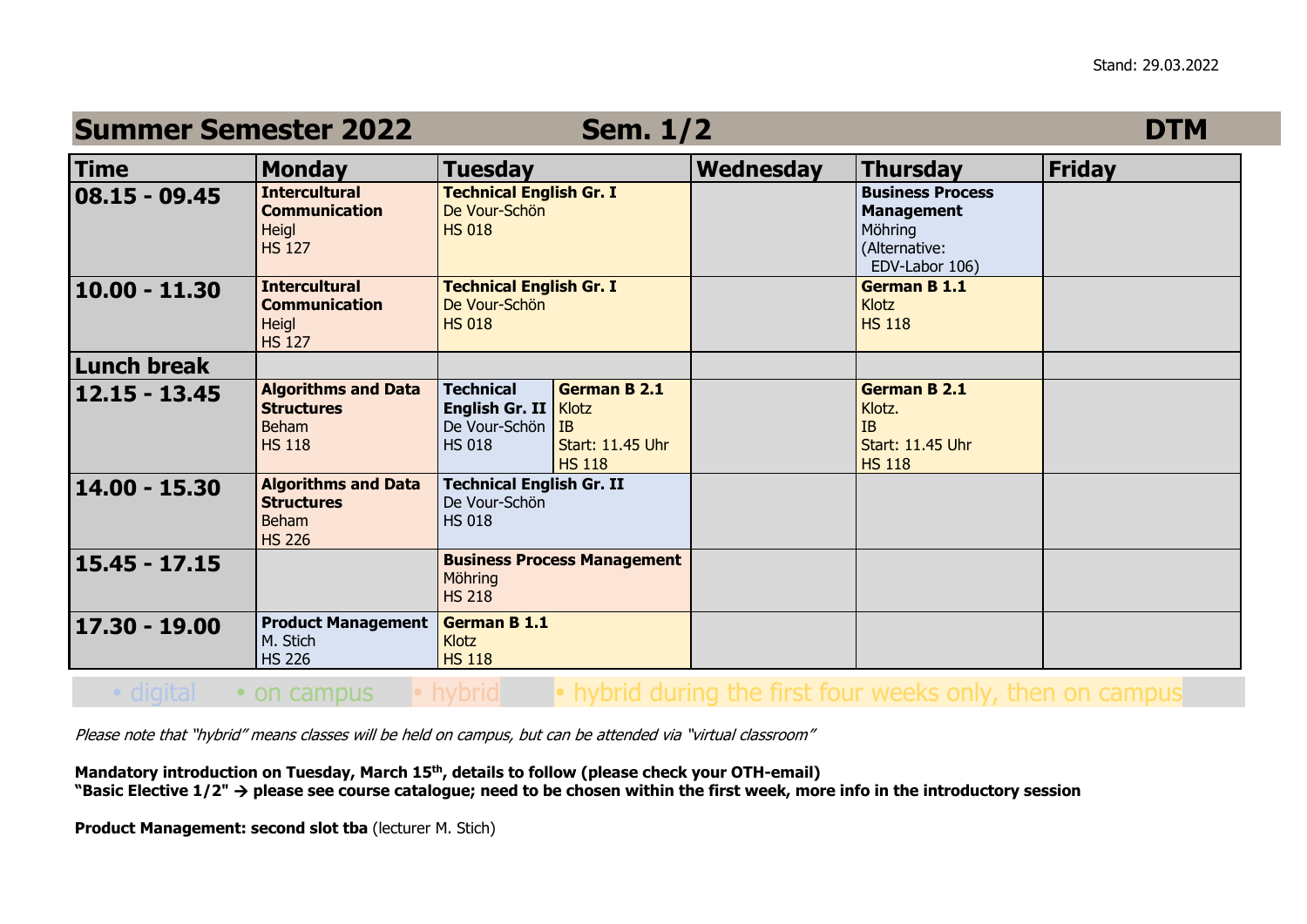Stand: 29.03.2022

# Summer Semester 2022 Sem. 1/2 DTM

| Time | Monday | Tuesday | | Wednesday | Thursday | Friday |
|---|---|---|---|---|---|---|
| 08.15 - 09.45 | **Intercultural Communication** Heigl HS 127 | **Technical English Gr. I** De Vour-Schön HS 018 | | | **Business Process Management** Möhring (Alternative: EDV-Labor 106) | |
| 10.00 - 11.30 | **Intercultural Communication** Heigl HS 127 | **Technical English Gr. I** De Vour-Schön HS 018 | | | **German B 1.1** Klotz HS 118 | |
| Lunch break | | | | | | |
| 12.15 - 13.45 | **Algorithms and Data Structures** Beham HS 118 | **Technical English Gr. II** De Vour-Schön HS 018 | **German B 2.1** Klotz IB Start: 11.45 Uhr HS 118 | | **German B 2.1** Klotz. IB Start: 11.45 Uhr HS 118 | |
| 14.00 - 15.30 | **Algorithms and Data Structures** Beham HS 226 | **Technical English Gr. II** De Vour-Schön HS 018 | | | | |
| 15.45 - 17.15 | | **Business Process Management** Möhring HS 218 | | | | |
| 17.30 - 19.00 | **Product Management** M. Stich HS 226 | **German B 1.1** Klotz HS 118 | | | | |

• digital • on campus • hybrid • hybrid during the first four weeks only, then on campus

*Please note that "hybrid" means classes will be held on campus, but can be attended via "virtual classroom"*

**Mandatory introduction on Tuesday, March 15th, details to follow (please check your OTH-email)**
**"Basic Elective 1/2" → please see course catalogue; need to be chosen within the first week, more info in the introductory session**

**Product Management: second slot tba** (lecturer M. Stich)